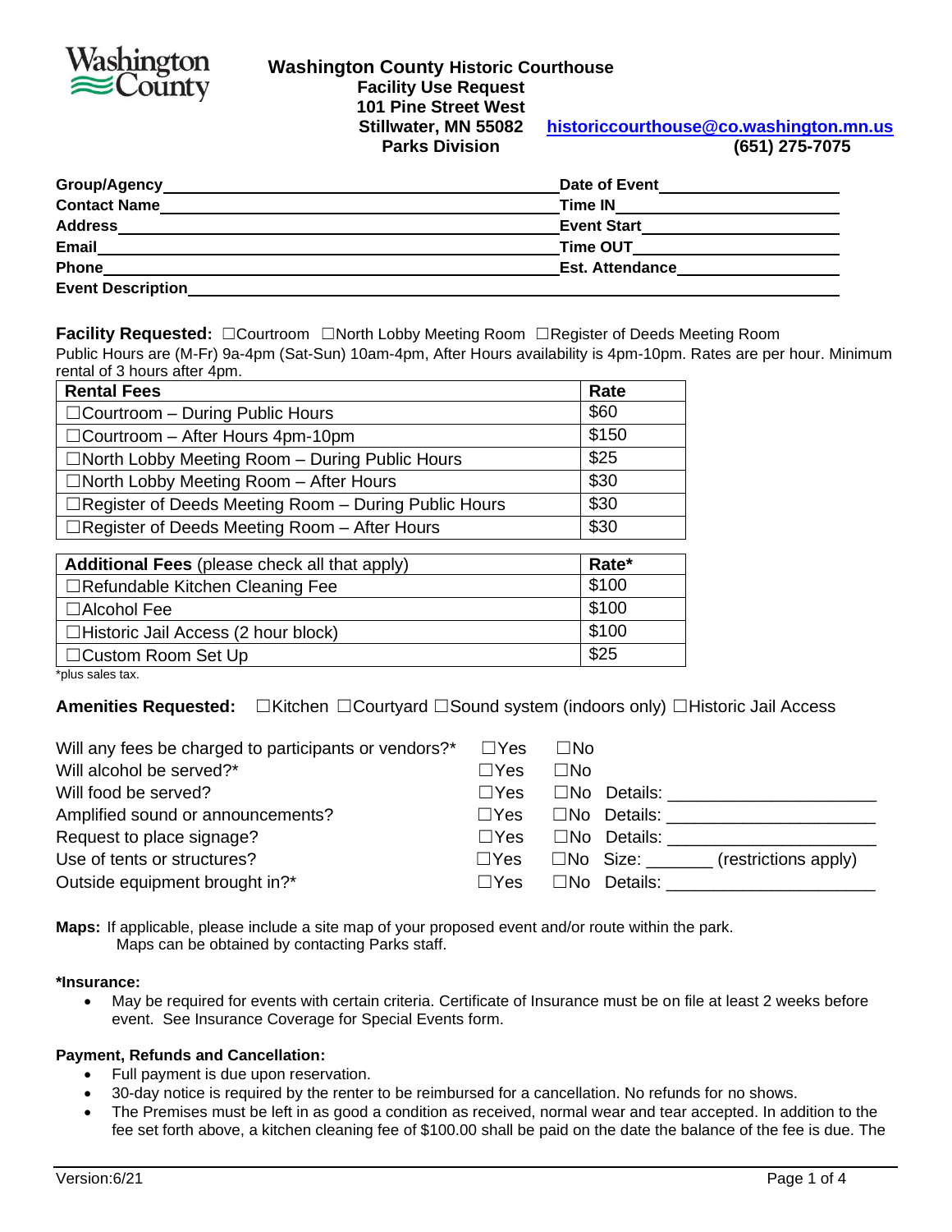Washington County

# Washington County Historic Courthouse

**Facility Use Request**
**101 Pine Street West**
**Stillwater, MN 55082**
**Parks Division**

**historiccourthouse@co.washington.mn.us**
**(651) 275-7075**

**Group/Agency**\_\_\_\_\_\_\_\_\_\_\_\_\_\_\_\_\_\_\_\_ **Date of Event**\_\_\_\_\_\_\_\_\_\_\_\_
**Contact Name**\_\_\_\_\_\_\_\_\_\_\_\_\_\_\_\_\_\_\_\_ **Time IN**\_\_\_\_\_\_\_\_\_\_\_\_
**Address**\_\_\_\_\_\_\_\_\_\_\_\_\_\_\_\_\_\_\_\_ **Event Start**\_\_\_\_\_\_\_\_\_\_\_\_
**Email**\_\_\_\_\_\_\_\_\_\_\_\_\_\_\_\_\_\_\_\_ **Time OUT**\_\_\_\_\_\_\_\_\_\_\_\_
**Phone**\_\_\_\_\_\_\_\_\_\_\_\_\_\_\_\_\_\_\_\_ **Est. Attendance**\_\_\_\_\_\_\_\_\_\_\_\_
**Event Description**\_\_\_\_\_\_\_\_\_\_\_\_\_\_\_\_\_\_\_\_\_\_\_\_\_\_\_\_\_\_\_\_

**Facility Requested:** ☐Courtroom ☐North Lobby Meeting Room ☐Register of Deeds Meeting Room

Public Hours are (M-Fr) 9a-4pm (Sat-Sun) 10am-4pm, After Hours availability is 4pm-10pm. Rates are per hour. Minimum rental of 3 hours after 4pm.

| **Rental Fees** | **Rate** |
|---|---|
| ☐Courtroom – During Public Hours | $60 |
| ☐Courtroom – After Hours 4pm-10pm | $150 |
| ☐North Lobby Meeting Room – During Public Hours | $25 |
| ☐North Lobby Meeting Room – After Hours | $30 |
| ☐Register of Deeds Meeting Room – During Public Hours | $30 |
| ☐Register of Deeds Meeting Room – After Hours | $30 |

| **Additional Fees** (please check all that apply) | **Rate\*** |
|---|---|
| ☐Refundable Kitchen Cleaning Fee | $100 |
| ☐Alcohol Fee | $100 |
| ☐Historic Jail Access (2 hour block) | $100 |
| ☐Custom Room Set Up | $25 |

\*plus sales tax.

**Amenities Requested:** ☐Kitchen ☐Courtyard ☐Sound system (indoors only) ☐Historic Jail Access

Will any fees be charged to participants or vendors?\* ☐Yes ☐No
Will alcohol be served?\* ☐Yes ☐No
Will food be served? ☐Yes ☐No Details: \_\_\_\_\_\_\_\_\_\_\_\_\_\_\_\_\_\_\_\_
Amplified sound or announcements? ☐Yes ☐No Details: \_\_\_\_\_\_\_\_\_\_\_\_\_\_\_\_\_\_\_\_
Request to place signage? ☐Yes ☐No Details: \_\_\_\_\_\_\_\_\_\_\_\_\_\_\_\_\_\_\_\_
Use of tents or structures? ☐Yes ☐No Size: \_\_\_\_\_\_\_ (restrictions apply)
Outside equipment brought in?\* ☐Yes ☐No Details: \_\_\_\_\_\_\_\_\_\_\_\_\_\_\_\_\_\_\_\_

**Maps:** If applicable, please include a site map of your proposed event and/or route within the park. Maps can be obtained by contacting Parks staff.

**\*Insurance:**

- May be required for events with certain criteria. Certificate of Insurance must be on file at least 2 weeks before event. See Insurance Coverage for Special Events form.

**Payment, Refunds and Cancellation:**

- Full payment is due upon reservation.
- 30-day notice is required by the renter to be reimbursed for a cancellation. No refunds for no shows.
- The Premises must be left in as good a condition as received, normal wear and tear accepted. In addition to the fee set forth above, a kitchen cleaning fee of $100.00 shall be paid on the date the balance of the fee is due. The

Version:6/21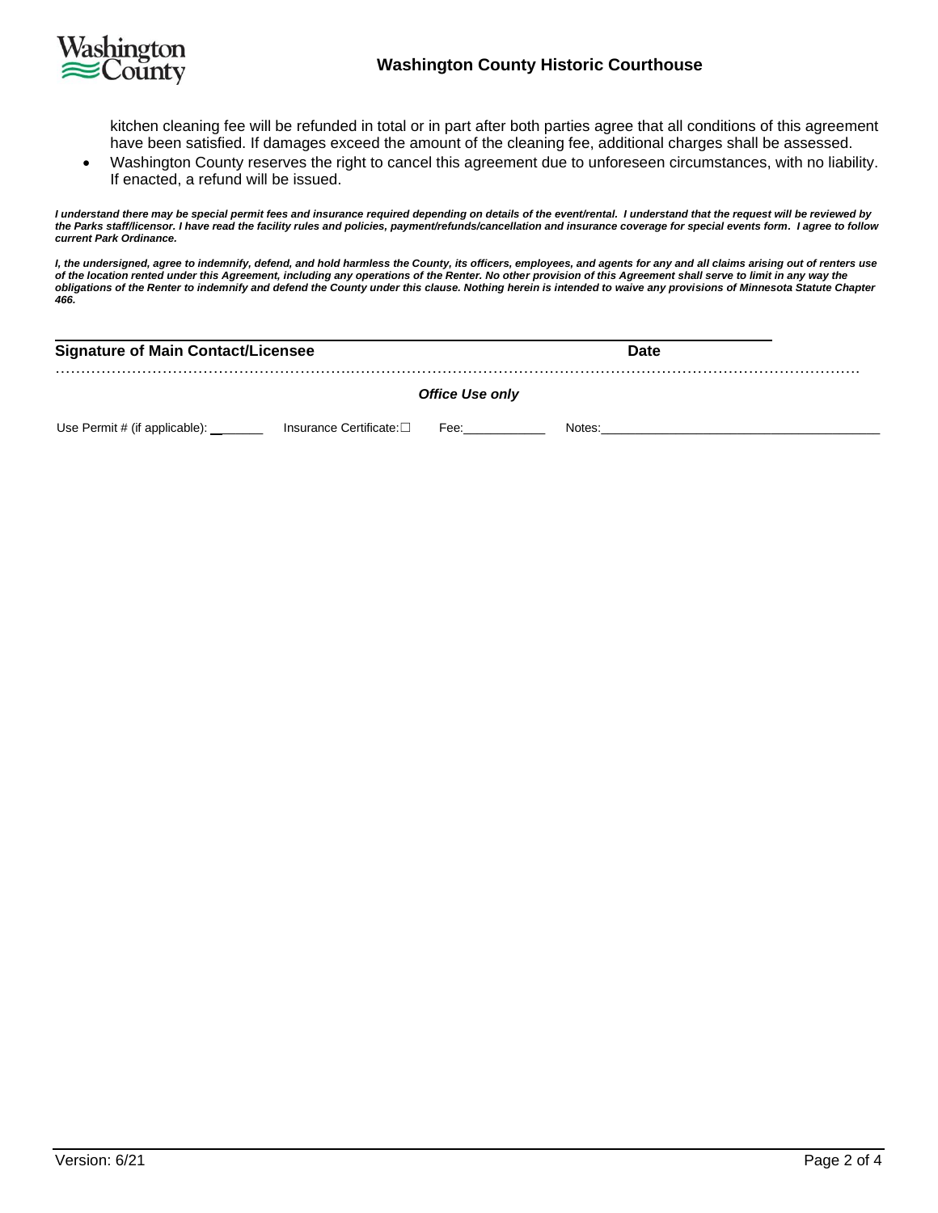kitchen cleaning fee will be refunded in total or in part after both parties agree that all conditions of this agreement have been satisfied. If damages exceed the amount of the cleaning fee, additional charges shall be assessed.

- Washington County reserves the right to cancel this agreement due to unforeseen circumstances, with no liability. If enacted, a refund will be issued.

***I understand there may be special permit fees and insurance required depending on details of the event/rental. I understand that the request will be reviewed by the Parks staff/licensor. I have read the facility rules and policies, payment/refunds/cancellation and insurance coverage for special events form. I agree to follow current Park Ordinance.***

***I, the undersigned, agree to indemnify, defend, and hold harmless the County, its officers, employees, and agents for any and all claims arising out of renters use of the location rented under this Agreement, including any operations of the Renter. No other provision of this Agreement shall serve to limit in any way the obligations of the Renter to indemnify and defend the County under this clause. Nothing herein is intended to waive any provisions of Minnesota Statute Chapter 466.***

______________________________________________________________________________

**Signature of Main Contact/Licensee** **Date**

***Office Use only***

Use Permit # (if applicable): ________ Insurance Certificate: ☐ Fee: ____________ Notes: ________________________________________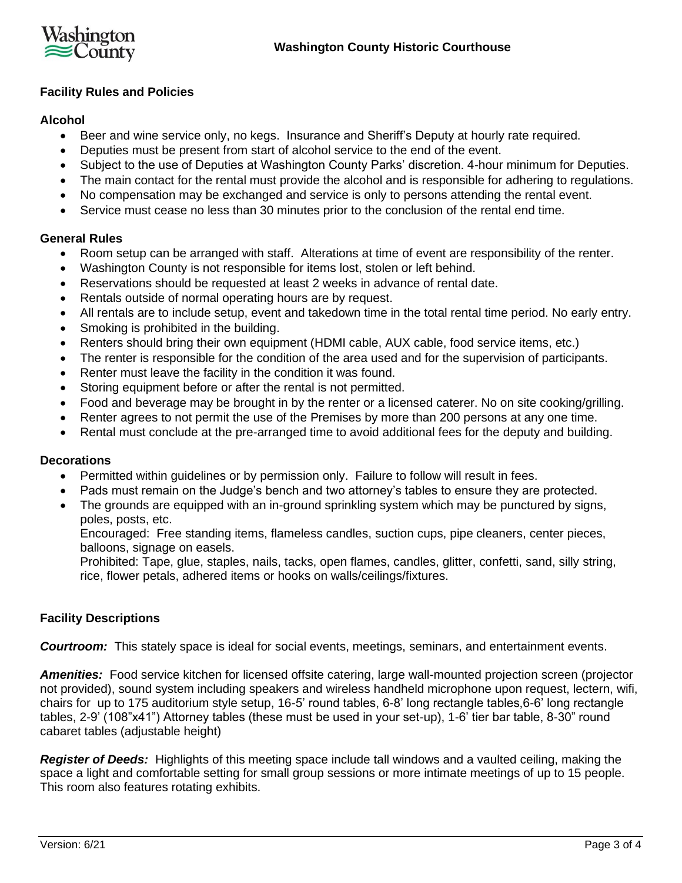# Washington County Historic Courthouse

## Facility Rules and Policies

### Alcohol

- Beer and wine service only, no kegs. Insurance and Sheriff's Deputy at hourly rate required.
- Deputies must be present from start of alcohol service to the end of the event.
- Subject to the use of Deputies at Washington County Parks' discretion. 4-hour minimum for Deputies.
- The main contact for the rental must provide the alcohol and is responsible for adhering to regulations.
- No compensation may be exchanged and service is only to persons attending the rental event.
- Service must cease no less than 30 minutes prior to the conclusion of the rental end time.

### General Rules

- Room setup can be arranged with staff. Alterations at time of event are responsibility of the renter.
- Washington County is not responsible for items lost, stolen or left behind.
- Reservations should be requested at least 2 weeks in advance of rental date.
- Rentals outside of normal operating hours are by request.
- All rentals are to include setup, event and takedown time in the total rental time period. No early entry.
- Smoking is prohibited in the building.
- Renters should bring their own equipment (HDMI cable, AUX cable, food service items, etc.)
- The renter is responsible for the condition of the area used and for the supervision of participants.
- Renter must leave the facility in the condition it was found.
- Storing equipment before or after the rental is not permitted.
- Food and beverage may be brought in by the renter or a licensed caterer. No on site cooking/grilling.
- Renter agrees to not permit the use of the Premises by more than 200 persons at any one time.
- Rental must conclude at the pre-arranged time to avoid additional fees for the deputy and building.

### Decorations

- Permitted within guidelines or by permission only. Failure to follow will result in fees.
- Pads must remain on the Judge's bench and two attorney's tables to ensure they are protected.
- The grounds are equipped with an in-ground sprinkling system which may be punctured by signs, poles, posts, etc.

  Encouraged: Free standing items, flameless candles, suction cups, pipe cleaners, center pieces, balloons, signage on easels.

  Prohibited: Tape, glue, staples, nails, tacks, open flames, candles, glitter, confetti, sand, silly string, rice, flower petals, adhered items or hooks on walls/ceilings/fixtures.

## Facility Descriptions

***Courtroom:*** This stately space is ideal for social events, meetings, seminars, and entertainment events.

***Amenities:*** Food service kitchen for licensed offsite catering, large wall-mounted projection screen (projector not provided), sound system including speakers and wireless handheld microphone upon request, lectern, wifi, chairs for up to 175 auditorium style setup, 16-5' round tables, 6-8' long rectangle tables,6-6' long rectangle tables, 2-9' (108"x41") Attorney tables (these must be used in your set-up), 1-6' tier bar table, 8-30" round cabaret tables (adjustable height)

***Register of Deeds:*** Highlights of this meeting space include tall windows and a vaulted ceiling, making the space a light and comfortable setting for small group sessions or more intimate meetings of up to 15 people. This room also features rotating exhibits.

Version: 6/21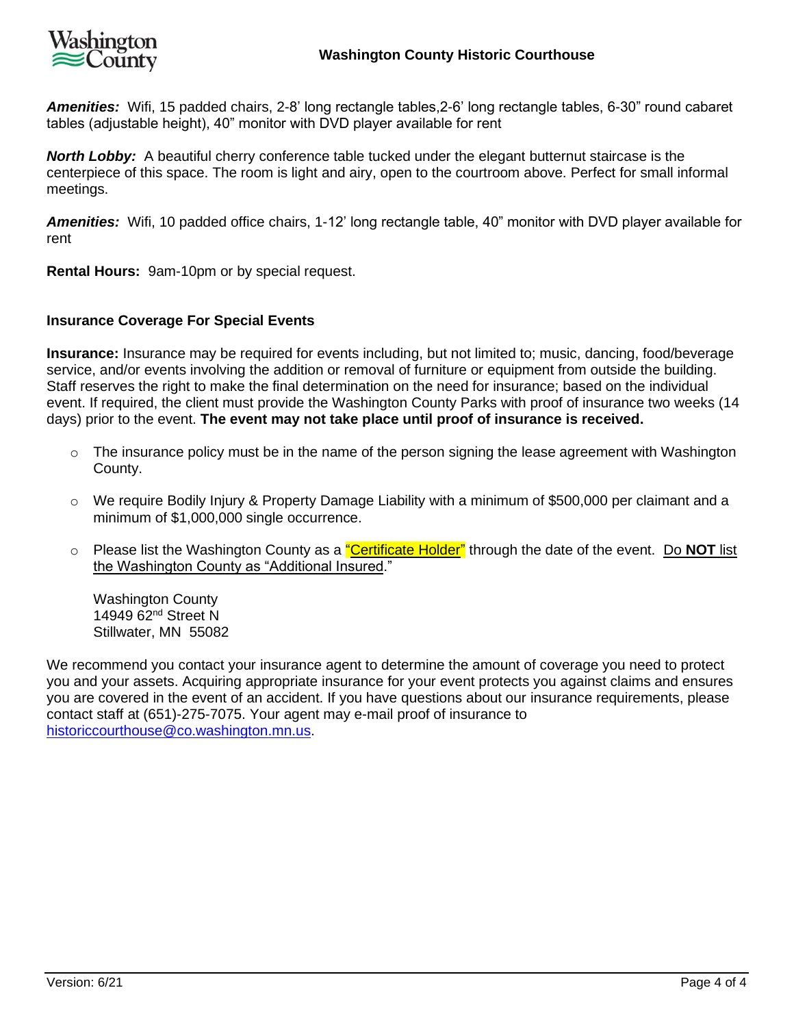***Amenities:*** Wifi, 15 padded chairs, 2-8' long rectangle tables,2-6' long rectangle tables, 6-30" round cabaret tables (adjustable height), 40" monitor with DVD player available for rent

***North Lobby:*** A beautiful cherry conference table tucked under the elegant butternut staircase is the centerpiece of this space. The room is light and airy, open to the courtroom above. Perfect for small informal meetings.

***Amenities:*** Wifi, 10 padded office chairs, 1-12' long rectangle table, 40" monitor with DVD player available for rent

**Rental Hours:** 9am-10pm or by special request.

**Insurance Coverage For Special Events**

**Insurance:** Insurance may be required for events including, but not limited to; music, dancing, food/beverage service, and/or events involving the addition or removal of furniture or equipment from outside the building. Staff reserves the right to make the final determination on the need for insurance; based on the individual event. If required, the client must provide the Washington County Parks with proof of insurance two weeks (14 days) prior to the event. **The event may not take place until proof of insurance is received.**

- The insurance policy must be in the name of the person signing the lease agreement with Washington County.
- We require Bodily Injury & Property Damage Liability with a minimum of $500,000 per claimant and a minimum of $1,000,000 single occurrence.
- Please list the Washington County as a "Certificate Holder" through the date of the event. Do **NOT** list the Washington County as "Additional Insured."

  Washington County
  14949 62nd Street N
  Stillwater, MN 55082

We recommend you contact your insurance agent to determine the amount of coverage you need to protect you and your assets. Acquiring appropriate insurance for your event protects you against claims and ensures you are covered in the event of an accident. If you have questions about our insurance requirements, please contact staff at (651)-275-7075. Your agent may e-mail proof of insurance to historiccourthouse@co.washington.mn.us.

Version: 6/21